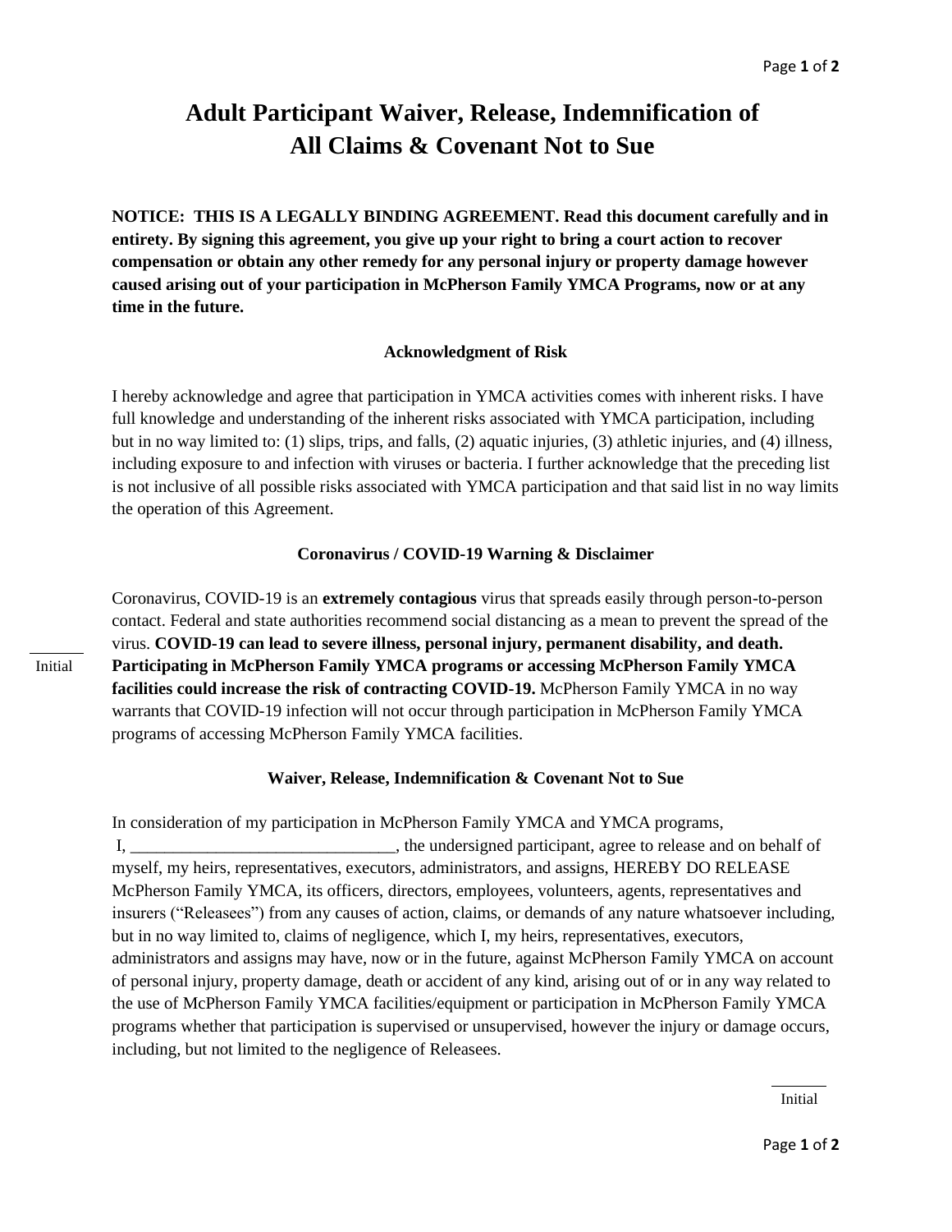# Adult Participant Waiver, Release, Indemnification of All Claims & Covenant Not to Sue

**NOTICE: THIS IS A LEGALLY BINDING AGREEMENT. Read this document carefully and in entirety. By signing this agreement, you give up your right to bring a court action to recover compensation or obtain any other remedy for any personal injury or property damage however caused arising out of your participation in McPherson Family YMCA Programs, now or at any time in the future.**

**Acknowledgment of Risk**

I hereby acknowledge and agree that participation in YMCA activities comes with inherent risks. I have full knowledge and understanding of the inherent risks associated with YMCA participation, including but in no way limited to: (1) slips, trips, and falls, (2) aquatic injuries, (3) athletic injuries, and (4) illness, including exposure to and infection with viruses or bacteria. I further acknowledge that the preceding list is not inclusive of all possible risks associated with YMCA participation and that said list in no way limits the operation of this Agreement.

**Coronavirus / COVID-19 Warning & Disclaimer**

Coronavirus, COVID-19 is an **extremely contagious** virus that spreads easily through person-to-person contact. Federal and state authorities recommend social distancing as a mean to prevent the spread of the virus. **COVID-19 can lead to severe illness, personal injury, permanent disability, and death. Participating in McPherson Family YMCA programs or accessing McPherson Family YMCA facilities could increase the risk of contracting COVID-19.** McPherson Family YMCA in no way warrants that COVID-19 infection will not occur through participation in McPherson Family YMCA programs of accessing McPherson Family YMCA facilities.

______ Initial

**Waiver, Release, Indemnification & Covenant Not to Sue**

In consideration of my participation in McPherson Family YMCA and YMCA programs, I, _______________________________, the undersigned participant, agree to release and on behalf of myself, my heirs, representatives, executors, administrators, and assigns, HEREBY DO RELEASE McPherson Family YMCA, its officers, directors, employees, volunteers, agents, representatives and insurers ("Releasees") from any causes of action, claims, or demands of any nature whatsoever including, but in no way limited to, claims of negligence, which I, my heirs, representatives, executors, administrators and assigns may have, now or in the future, against McPherson Family YMCA on account of personal injury, property damage, death or accident of any kind, arising out of or in any way related to the use of McPherson Family YMCA facilities/equipment or participation in McPherson Family YMCA programs whether that participation is supervised or unsupervised, however the injury or damage occurs, including, but not limited to the negligence of Releasees.

______ Initial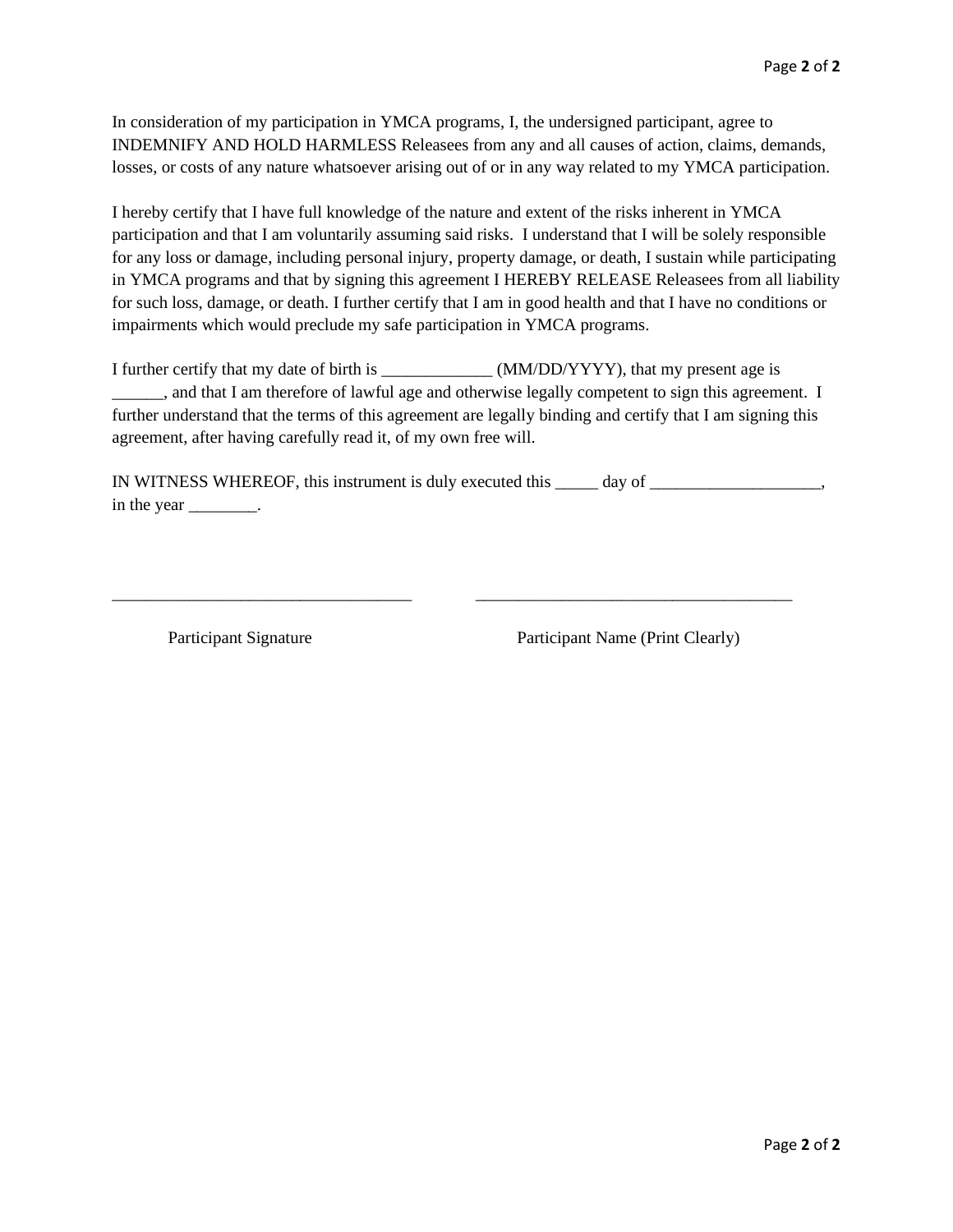In consideration of my participation in YMCA programs, I, the undersigned participant, agree to INDEMNIFY AND HOLD HARMLESS Releasees from any and all causes of action, claims, demands, losses, or costs of any nature whatsoever arising out of or in any way related to my YMCA participation.

I hereby certify that I have full knowledge of the nature and extent of the risks inherent in YMCA participation and that I am voluntarily assuming said risks. I understand that I will be solely responsible for any loss or damage, including personal injury, property damage, or death, I sustain while participating in YMCA programs and that by signing this agreement I HEREBY RELEASE Releasees from all liability for such loss, damage, or death. I further certify that I am in good health and that I have no conditions or impairments which would preclude my safe participation in YMCA programs.

I further certify that my date of birth is _____________ (MM/DD/YYYY), that my present age is ______, and that I am therefore of lawful age and otherwise legally competent to sign this agreement. I further understand that the terms of this agreement are legally binding and certify that I am signing this agreement, after having carefully read it, of my own free will.

IN WITNESS WHEREOF, this instrument is duly executed this _____ day of ____________________, in the year ________.

___________________________________ ______________________________________

Participant Signature Participant Name (Print Clearly)